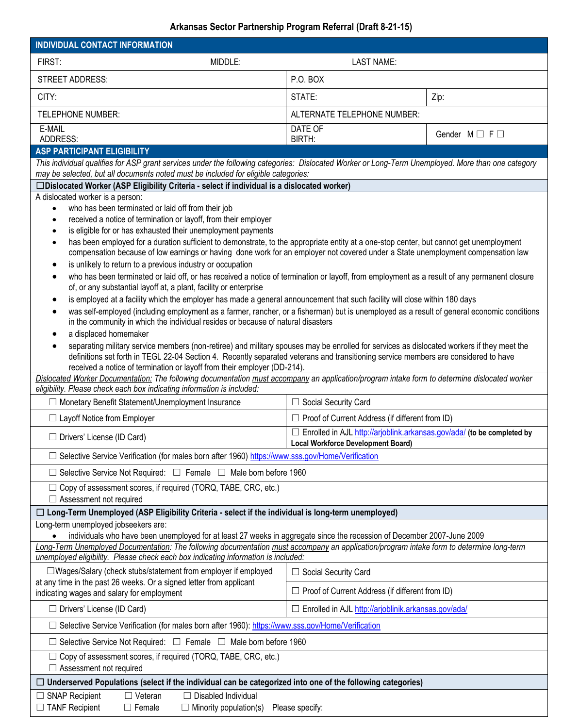# Arkansas Sector Partnership Program Referral (Draft 8-21-15)

## INDIVIDUAL CONTACT INFORMATION

| | | |
|---|---|---|
| FIRST: MIDDLE: | LAST NAME: | |
| STREET ADDRESS: | P.O. BOX | |
| CITY: | STATE: | Zip: |
| TELEPHONE NUMBER: | ALTERNATE TELEPHONE NUMBER: | |
| E-MAIL ADDRESS: | DATE OF BIRTH: | Gender M ☐ F ☐ |

## ASP PARTICIPANT ELIGIBILITY

*This individual qualifies for ASP grant services under the following categories: Dislocated Worker or Long-Term Unemployed. More than one category may be selected, but all documents noted must be included for eligible categories:*

### ☐Dislocated Worker (ASP Eligibility Criteria - select if individual is a dislocated worker)

A dislocated worker is a person:

- who has been terminated or laid off from their job
- received a notice of termination or layoff, from their employer
- is eligible for or has exhausted their unemployment payments
- has been employed for a duration sufficient to demonstrate, to the appropriate entity at a one-stop center, but cannot get unemployment compensation because of low earnings or having done work for an employer not covered under a State unemployment compensation law
- is unlikely to return to a previous industry or occupation
- who has been terminated or laid off, or has received a notice of termination or layoff, from employment as a result of any permanent closure of, or any substantial layoff at, a plant, facility or enterprise
- is employed at a facility which the employer has made a general announcement that such facility will close within 180 days
- was self-employed (including employment as a farmer, rancher, or a fisherman) but is unemployed as a result of general economic conditions in the community in which the individual resides or because of natural disasters
- a displaced homemaker
- separating military service members (non-retiree) and military spouses may be enrolled for services as dislocated workers if they meet the definitions set forth in TEGL 22-04 Section 4. Recently separated veterans and transitioning service members are considered to have received a notice of termination or layoff from their employer (DD-214).

*Dislocated Worker Documentation: The following documentation must accompany an application/program intake form to determine dislocated worker eligibility. Please check each box indicating information is included:*

| | |
|---|---|
| ☐ Monetary Benefit Statement/Unemployment Insurance | ☐ Social Security Card |
| ☐ Layoff Notice from Employer | ☐ Proof of Current Address (if different from ID) |
| ☐ Drivers' License (ID Card) | ☐ Enrolled in AJL http://arjoblink.arkansas.gov/ada/ **(to be completed by Local Workforce Development Board)** |
| ☐ Selective Service Verification (for males born after 1960) https://www.sss.gov/Home/Verification | |
| ☐ Selective Service Not Required: ☐ Female ☐ Male born before 1960 | |
| ☐ Copy of assessment scores, if required (TORQ, TABE, CRC, etc.)<br>☐ Assessment not required | |

### ☐ Long-Term Unemployed (ASP Eligibility Criteria - select if the individual is long-term unemployed)

Long-term unemployed jobseekers are:

- individuals who have been unemployed for at least 27 weeks in aggregate since the recession of December 2007-June 2009

*Long-Term Unemployed Documentation: The following documentation must accompany an application/program intake form to determine long-term unemployed eligibility. Please check each box indicating information is included:*

| | |
|---|---|
| ☐Wages/Salary (check stubs/statement from employer if employed at any time in the past 26 weeks. Or a signed letter from applicant indicating wages and salary for employment | ☐ Social Security Card<br>☐ Proof of Current Address (if different from ID) |
| ☐ Drivers' License (ID Card) | ☐ Enrolled in AJL http://arjoblinik.arkansas.gov/ada/ |
| ☐ Selective Service Verification (for males born after 1960): https://www.sss.gov/Home/Verification | |
| ☐ Selective Service Not Required: ☐ Female ☐ Male born before 1960 | |
| ☐ Copy of assessment scores, if required (TORQ, TABE, CRC, etc.)<br>☐ Assessment not required | |

### ☐ Underserved Populations (select if the individual can be categorized into one of the following categories)

| | | |
|---|---|---|
| ☐ SNAP Recipient | ☐ Veteran | ☐ Disabled Individual |
| ☐ TANF Recipient | ☐ Female | ☐ Minority population(s) Please specify: |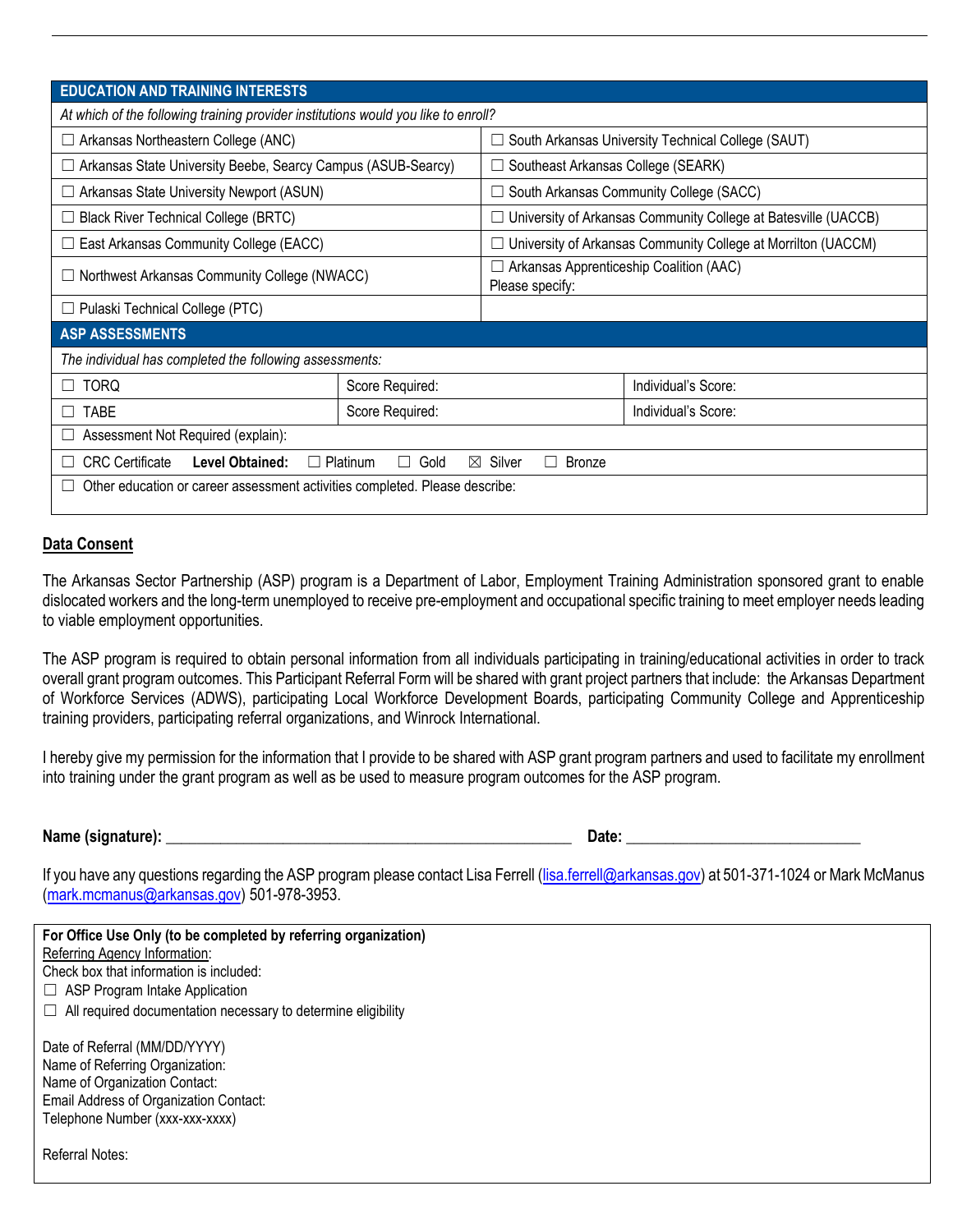| EDUCATION AND TRAINING INTERESTS | |
|---|---|
| *At which of the following training provider institutions would you like to enroll?* | |
| ☐ Arkansas Northeastern College (ANC) | ☐ South Arkansas University Technical College (SAUT) |
| ☐ Arkansas State University Beebe, Searcy Campus (ASUB-Searcy) | ☐ Southeast Arkansas College (SEARK) |
| ☐ Arkansas State University Newport (ASUN) | ☐ South Arkansas Community College (SACC) |
| ☐ Black River Technical College (BRTC) | ☐ University of Arkansas Community College at Batesville (UACCB) |
| ☐ East Arkansas Community College (EACC) | ☐ University of Arkansas Community College at Morrilton (UACCM) |
| ☐ Northwest Arkansas Community College (NWACC) | ☐ Arkansas Apprenticeship Coalition (AAC) Please specify: |
| ☐ Pulaski Technical College (PTC) | |

| ASP ASSESSMENTS | | |
|---|---|---|
| *The individual has completed the following assessments:* | | |
| ☐ TORQ | Score Required: | Individual's Score: |
| ☐ TABE | Score Required: | Individual's Score: |
| ☐ Assessment Not Required (explain): | | |
| ☐ CRC Certificate **Level Obtained:** ☐ Platinum ☐ Gold ☒ Silver ☐ Bronze | | |
| ☐ Other education or career assessment activities completed. Please describe: | | |

**Data Consent**

The Arkansas Sector Partnership (ASP) program is a Department of Labor, Employment Training Administration sponsored grant to enable dislocated workers and the long-term unemployed to receive pre-employment and occupational specific training to meet employer needs leading to viable employment opportunities.

The ASP program is required to obtain personal information from all individuals participating in training/educational activities in order to track overall grant program outcomes. This Participant Referral Form will be shared with grant project partners that include: the Arkansas Department of Workforce Services (ADWS), participating Local Workforce Development Boards, participating Community College and Apprenticeship training providers, participating referral organizations, and Winrock International.

I hereby give my permission for the information that I provide to be shared with ASP grant program partners and used to facilitate my enrollment into training under the grant program as well as be used to measure program outcomes for the ASP program.

**Name (signature):** ___________________________________________ **Date:** ___________________________

If you have any questions regarding the ASP program please contact Lisa Ferrell (lisa.ferrell@arkansas.gov) at 501-371-1024 or Mark McManus (mark.mcmanus@arkansas.gov) 501-978-3953.

**For Office Use Only (to be completed by referring organization)**

Referring Agency Information:

Check box that information is included:

☐ ASP Program Intake Application

☐ All required documentation necessary to determine eligibility

Date of Referral (MM/DD/YYYY)

Name of Referring Organization:

Name of Organization Contact:

Email Address of Organization Contact:

Telephone Number (xxx-xxx-xxxx)

Referral Notes: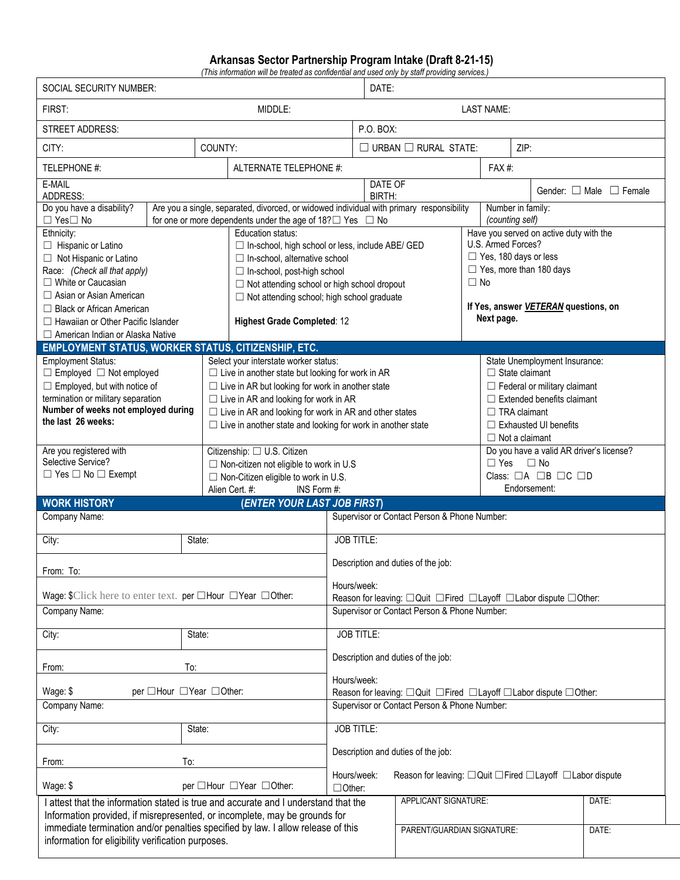## Arkansas Sector Partnership Program Intake (Draft 8-21-15)

*(This information will be treated as confidential and used only by staff providing services.)*

| | | | |
|---|---|---|---|
| SOCIAL SECURITY NUMBER: | | DATE: | |
| FIRST: | MIDDLE: | | LAST NAME: |
| STREET ADDRESS: | | P.O. BOX: | |
| CITY: | COUNTY: | ☐ URBAN ☐ RURAL STATE: | ZIP: |
| TELEPHONE #: | ALTERNATE TELEPHONE #: | | FAX #: |
| E-MAIL ADDRESS: | | DATE OF BIRTH: | Gender: ☐ Male ☐ Female |
| Do you have a disability? ☐ Yes☐ No | Are you a single, separated, divorced, or widowed individual with primary responsibility for one or more dependents under the age of 18?☐ Yes ☐ No | | Number in family: *(counting self)* |

| | | |
|---|---|---|
| Ethnicity:<br>☐ Hispanic or Latino<br>☐ Not Hispanic or Latino<br>Race: *(Check all that apply)*<br>☐ White or Caucasian<br>☐ Asian or Asian American<br>☐ Black or African American<br>☐ Hawaiian or Other Pacific Islander<br>☐ American Indian or Alaska Native | Education status:<br>☐ In-school, high school or less, include ABE/ GED<br>☐ In-school, alternative school<br>☐ In-school, post-high school<br>☐ Not attending school or high school dropout<br>☐ Not attending school; high school graduate<br><br>**Highest Grade Completed**: 12 | Have you served on active duty with the U.S. Armed Forces?<br>☐ Yes, 180 days or less<br>☐ Yes, more than 180 days<br>☐ No<br><br>**If Yes, answer *VETERAN* questions, on Next page.** |

### EMPLOYMENT STATUS, WORKER STATUS, CITIZENSHIP, ETC.

| | | |
|---|---|---|
| Employment Status:<br>☐ Employed ☐ Not employed<br>☐ Employed, but with notice of termination or military separation<br>**Number of weeks not employed during the last 26 weeks:** | Select your interstate worker status:<br>☐ Live in another state but looking for work in AR<br>☐ Live in AR but looking for work in another state<br>☐ Live in AR and looking for work in AR<br>☐ Live in AR and looking for work in AR and other states<br>☐ Live in another state and looking for work in another state | State Unemployment Insurance:<br>☐ State claimant<br>☐ Federal or military claimant<br>☐ Extended benefits claimant<br>☐ TRA claimant<br>☐ Exhausted UI benefits<br>☐ Not a claimant |
| Are you registered with Selective Service?<br>☐ Yes ☐ No ☐ Exempt | Citizenship: ☐ U.S. Citizen<br>☐ Non-citizen not eligible to work in U.S<br>☐ Non-Citizen eligible to work in U.S.<br>Alien Cert. #: INS Form #: | Do you have a valid AR driver's license?<br>☐ Yes ☐ No<br>Class: ☐A ☐B ☐C ☐D<br>Endorsement: |

### WORK HISTORY (*ENTER YOUR LAST JOB FIRST*)

| | | |
|---|---|---|
| Company Name: | | Supervisor or Contact Person & Phone Number: |
| City: | State: | JOB TITLE: |
| From: To: | | Description and duties of the job: |
| Wage: $Click here to enter text. per ☐Hour ☐Year ☐Other: | | Hours/week:<br>Reason for leaving: ☐Quit ☐Fired ☐Layoff ☐Labor dispute ☐Other: |
| Company Name: | | Supervisor or Contact Person & Phone Number: |
| City: | State: | JOB TITLE: |
| From: | To: | Description and duties of the job: |
| Wage: $ | per ☐Hour ☐Year ☐Other: | Hours/week:<br>Reason for leaving: ☐Quit ☐Fired ☐Layoff ☐Labor dispute ☐Other: |
| Company Name: | | Supervisor or Contact Person & Phone Number: |
| City: | State: | JOB TITLE: |
| From: | To: | Description and duties of the job: |
| Wage: $ | per ☐Hour ☐Year ☐Other: | Hours/week: Reason for leaving: ☐Quit ☐Fired ☐Layoff ☐Labor dispute ☐Other: |

| | | |
|---|---|---|
| I attest that the information stated is true and accurate and I understand that the Information provided, if misrepresented, or incomplete, may be grounds for immediate termination and/or penalties specified by law. I allow release of this information for eligibility verification purposes. | APPLICANT SIGNATURE: | DATE: |
| | PARENT/GUARDIAN SIGNATURE: | DATE: |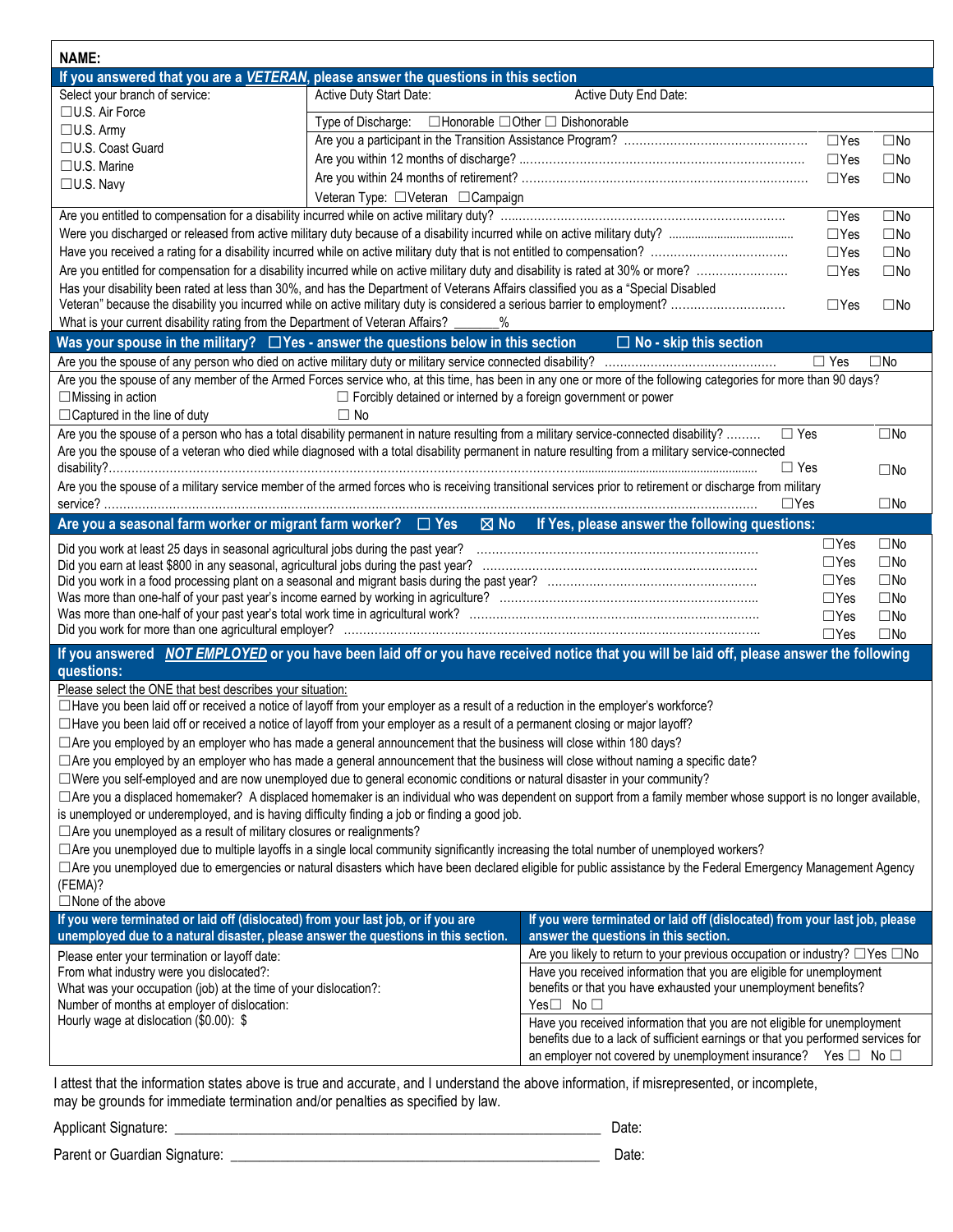**NAME:**

**If you answered that you are a *VETERAN*, please answer the questions in this section**

| | | | |
|---|---|---|---|
| Select your branch of service:<br>☐U.S. Air Force<br>☐U.S. Army<br>☐U.S. Coast Guard<br>☐U.S. Marine<br>☐U.S. Navy | Active Duty Start Date: Active Duty End Date: | | |
| | Type of Discharge: ☐Honorable ☐Other ☐ Dishonorable | | |
| | Are you a participant in the Transition Assistance Program? | ☐Yes | ☐No |
| | Are you within 12 months of discharge? | ☐Yes | ☐No |
| | Are you within 24 months of retirement? | ☐Yes | ☐No |
| | Veteran Type: ☐Veteran ☐Campaign | | |

| | | |
|---|---|---|
| Are you entitled to compensation for a disability incurred while on active military duty? | ☐Yes | ☐No |
| Were you discharged or released from active military duty because of a disability incurred while on active military duty? | ☐Yes | ☐No |
| Have you received a rating for a disability incurred while on active military duty that is not entitled to compensation? | ☐Yes | ☐No |
| Are you entitled for compensation for a disability incurred while on active military duty and disability is rated at 30% or more? | ☐Yes | ☐No |
| Has your disability been rated at less than 30%, and has the Department of Veterans Affairs classified you as a "Special Disabled Veteran" because the disability you incurred while on active military duty is considered a serious barrier to employment? | ☐Yes | ☐No |
| What is your current disability rating from the Department of Veteran Affairs? _______% | | |

**Was your spouse in the military? ☐Yes - answer the questions below in this section ☐ No - skip this section**

| | | |
|---|---|---|
| Are you the spouse of any person who died on active military duty or military service connected disability? | ☐ Yes | ☐No |
| Are you the spouse of any member of the Armed Forces service who, at this time, has been in any one or more of the following categories for more than 90 days?<br>☐Missing in action ☐ Forcibly detained or interned by a foreign government or power<br>☐Captured in the line of duty ☐ No | | |
| Are you the spouse of a person who has a total disability permanent in nature resulting from a military service-connected disability? | ☐ Yes | ☐No |
| Are you the spouse of a veteran who died while diagnosed with a total disability permanent in nature resulting from a military service-connected disability? | ☐ Yes | ☐No |
| Are you the spouse of a military service member of the armed forces who is receiving transitional services prior to retirement or discharge from military service? | ☐Yes | ☐No |

**Are you a seasonal farm worker or migrant farm worker? ☐ Yes ☒ No If Yes, please answer the following questions:**

| | | |
|---|---|---|
| Did you work at least 25 days in seasonal agricultural jobs during the past year? | ☐Yes | ☐No |
| Did you earn at least $800 in any seasonal, agricultural jobs during the past year? | ☐Yes | ☐No |
| Did you work in a food processing plant on a seasonal and migrant basis during the past year? | ☐Yes | ☐No |
| Was more than one-half of your past year's income earned by working in agriculture? | ☐Yes | ☐No |
| Was more than one-half of your past year's total work time in agricultural work? | ☐Yes | ☐No |
| Did you work for more than one agricultural employer? | ☐Yes | ☐No |

**If you answered *NOT EMPLOYED* or you have been laid off or you have received notice that you will be laid off, please answer the following questions:**

Please select the ONE that best describes your situation:

☐Have you been laid off or received a notice of layoff from your employer as a result of a reduction in the employer's workforce?

☐Have you been laid off or received a notice of layoff from your employer as a result of a permanent closing or major layoff?

☐Are you employed by an employer who has made a general announcement that the business will close within 180 days?

☐Are you employed by an employer who has made a general announcement that the business will close without naming a specific date?

☐Were you self-employed and are now unemployed due to general economic conditions or natural disaster in your community?

☐Are you a displaced homemaker? A displaced homemaker is an individual who was dependent on support from a family member whose support is no longer available, is unemployed or underemployed, and is having difficulty finding a job or finding a good job.

☐Are you unemployed as a result of military closures or realignments?

☐Are you unemployed due to multiple layoffs in a single local community significantly increasing the total number of unemployed workers?

☐Are you unemployed due to emergencies or natural disasters which have been declared eligible for public assistance by the Federal Emergency Management Agency (FEMA)?

☐None of the above

| **If you were terminated or laid off (dislocated) from your last job, or if you are unemployed due to a natural disaster, please answer the questions in this section.** | **If you were terminated or laid off (dislocated) from your last job, please answer the questions in this section.** |
|---|---|
| Please enter your termination or layoff date:<br>From what industry were you dislocated?:<br>What was your occupation (job) at the time of your dislocation?:<br>Number of months at employer of dislocation:<br>Hourly wage at dislocation ($0.00): $ | Are you likely to return to your previous occupation or industry? ☐Yes ☐No<br>Have you received information that you are eligible for unemployment benefits or that you have exhausted your unemployment benefits? Yes☐ No ☐<br>Have you received information that you are not eligible for unemployment benefits due to a lack of sufficient earnings or that you performed services for an employer not covered by unemployment insurance? Yes ☐ No ☐ |

I attest that the information states above is true and accurate, and I understand the above information, if misrepresented, or incomplete, may be grounds for immediate termination and/or penalties as specified by law.

Applicant Signature: ______________________________________________ Date:

Parent or Guardian Signature: ______________________________________ Date: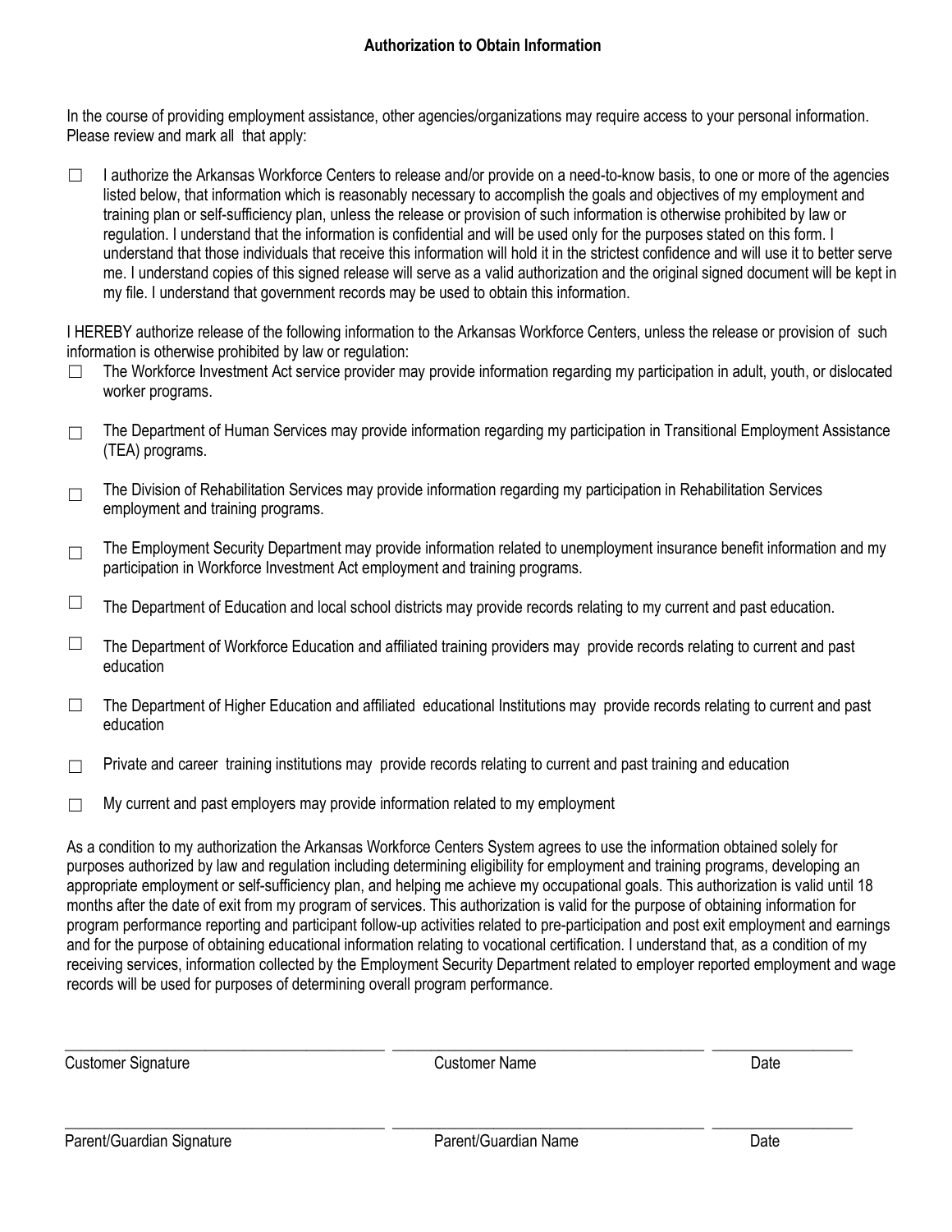## Authorization to Obtain Information

In the course of providing employment assistance, other agencies/organizations may require access to your personal information. Please review and mark all that apply:

☐ I authorize the Arkansas Workforce Centers to release and/or provide on a need-to-know basis, to one or more of the agencies listed below, that information which is reasonably necessary to accomplish the goals and objectives of my employment and training plan or self-sufficiency plan, unless the release or provision of such information is otherwise prohibited by law or regulation. I understand that the information is confidential and will be used only for the purposes stated on this form. I understand that those individuals that receive this information will hold it in the strictest confidence and will use it to better serve me. I understand copies of this signed release will serve as a valid authorization and the original signed document will be kept in my file. I understand that government records may be used to obtain this information.

I HEREBY authorize release of the following information to the Arkansas Workforce Centers, unless the release or provision of such information is otherwise prohibited by law or regulation:

☐ The Workforce Investment Act service provider may provide information regarding my participation in adult, youth, or dislocated worker programs.

☐ The Department of Human Services may provide information regarding my participation in Transitional Employment Assistance (TEA) programs.

☐ The Division of Rehabilitation Services may provide information regarding my participation in Rehabilitation Services employment and training programs.

☐ The Employment Security Department may provide information related to unemployment insurance benefit information and my participation in Workforce Investment Act employment and training programs.

☐ The Department of Education and local school districts may provide records relating to my current and past education.

☐ The Department of Workforce Education and affiliated training providers may provide records relating to current and past education

☐ The Department of Higher Education and affiliated educational Institutions may provide records relating to current and past education

☐ Private and career training institutions may provide records relating to current and past training and education

☐ My current and past employers may provide information related to my employment

As a condition to my authorization the Arkansas Workforce Centers System agrees to use the information obtained solely for purposes authorized by law and regulation including determining eligibility for employment and training programs, developing an appropriate employment or self-sufficiency plan, and helping me achieve my occupational goals. This authorization is valid until 18 months after the date of exit from my program of services. This authorization is valid for the purpose of obtaining information for program performance reporting and participant follow-up activities related to pre-participation and post exit employment and earnings and for the purpose of obtaining educational information relating to vocational certification. I understand that, as a condition of my receiving services, information collected by the Employment Security Department related to employer reported employment and wage records will be used for purposes of determining overall program performance.

| | | |
|---|---|---|
| ______________________ | ______________________ | __________ |
| Customer Signature | Customer Name | Date |
| ______________________ | ______________________ | __________ |
| Parent/Guardian Signature | Parent/Guardian Name | Date |